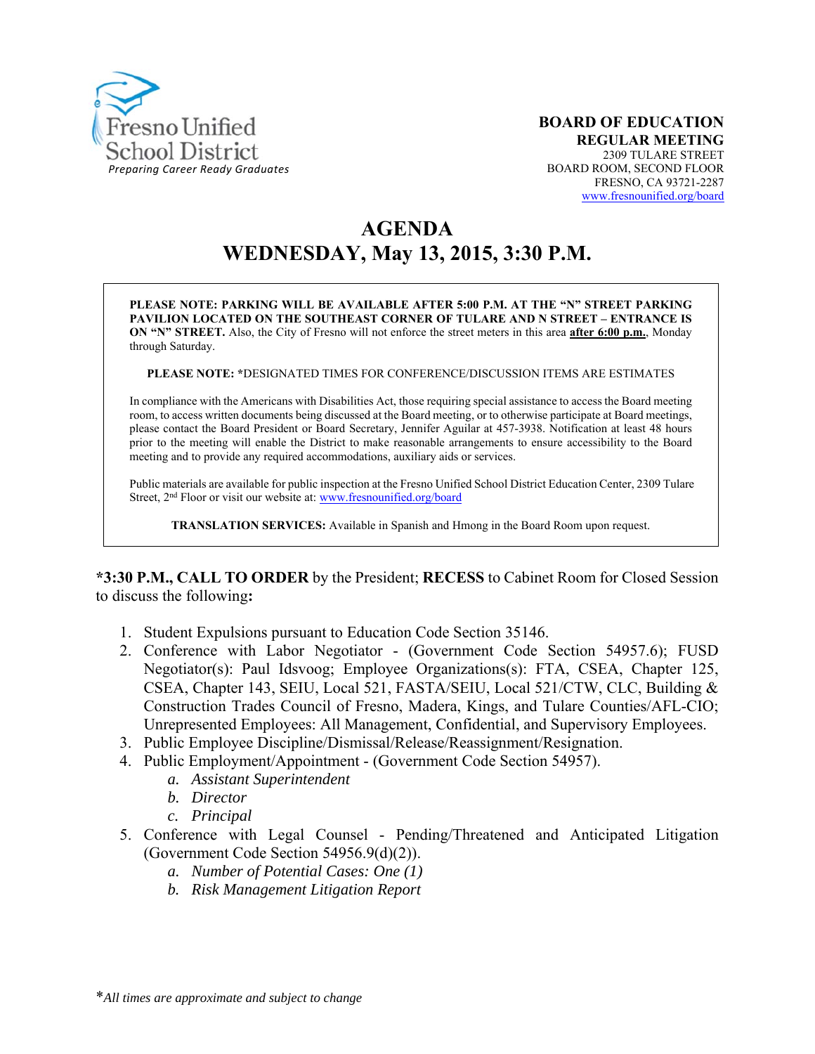Fresno Unified School District
*Preparing Career Ready Graduates*

**BOARD OF EDUCATION**
**REGULAR MEETING**
2309 TULARE STREET
BOARD ROOM, SECOND FLOOR
FRESNO, CA 93721-2287
www.fresnounified.org/board

# AGENDA
# WEDNESDAY, May 13, 2015, 3:30 P.M.

**PLEASE NOTE: PARKING WILL BE AVAILABLE AFTER 5:00 P.M. AT THE "N" STREET PARKING PAVILION LOCATED ON THE SOUTHEAST CORNER OF TULARE AND N STREET – ENTRANCE IS ON "N" STREET.** Also, the City of Fresno will not enforce the street meters in this area **after 6:00 p.m.**, Monday through Saturday.

**PLEASE NOTE:** *DESIGNATED TIMES FOR CONFERENCE/DISCUSSION ITEMS ARE ESTIMATES

In compliance with the Americans with Disabilities Act, those requiring special assistance to access the Board meeting room, to access written documents being discussed at the Board meeting, or to otherwise participate at Board meetings, please contact the Board President or Board Secretary, Jennifer Aguilar at 457-3938. Notification at least 48 hours prior to the meeting will enable the District to make reasonable arrangements to ensure accessibility to the Board meeting and to provide any required accommodations, auxiliary aids or services.

Public materials are available for public inspection at the Fresno Unified School District Education Center, 2309 Tulare Street, 2nd Floor or visit our website at: www.fresnounified.org/board

**TRANSLATION SERVICES:** Available in Spanish and Hmong in the Board Room upon request.

**\*3:30 P.M., CALL TO ORDER** by the President; **RECESS** to Cabinet Room for Closed Session to discuss the following**:**

1. Student Expulsions pursuant to Education Code Section 35146.
2. Conference with Labor Negotiator - (Government Code Section 54957.6); FUSD Negotiator(s): Paul Idsvoog; Employee Organizations(s): FTA, CSEA, Chapter 125, CSEA, Chapter 143, SEIU, Local 521, FASTA/SEIU, Local 521/CTW, CLC, Building & Construction Trades Council of Fresno, Madera, Kings, and Tulare Counties/AFL-CIO; Unrepresented Employees: All Management, Confidential, and Supervisory Employees.
3. Public Employee Discipline/Dismissal/Release/Reassignment/Resignation.
4. Public Employment/Appointment - (Government Code Section 54957).
   a. *Assistant Superintendent*
   b. *Director*
   c. *Principal*
5. Conference with Legal Counsel - Pending/Threatened and Anticipated Litigation (Government Code Section 54956.9(d)(2)).
   a. *Number of Potential Cases: One (1)*
   b. *Risk Management Litigation Report*

\**All times are approximate and subject to change*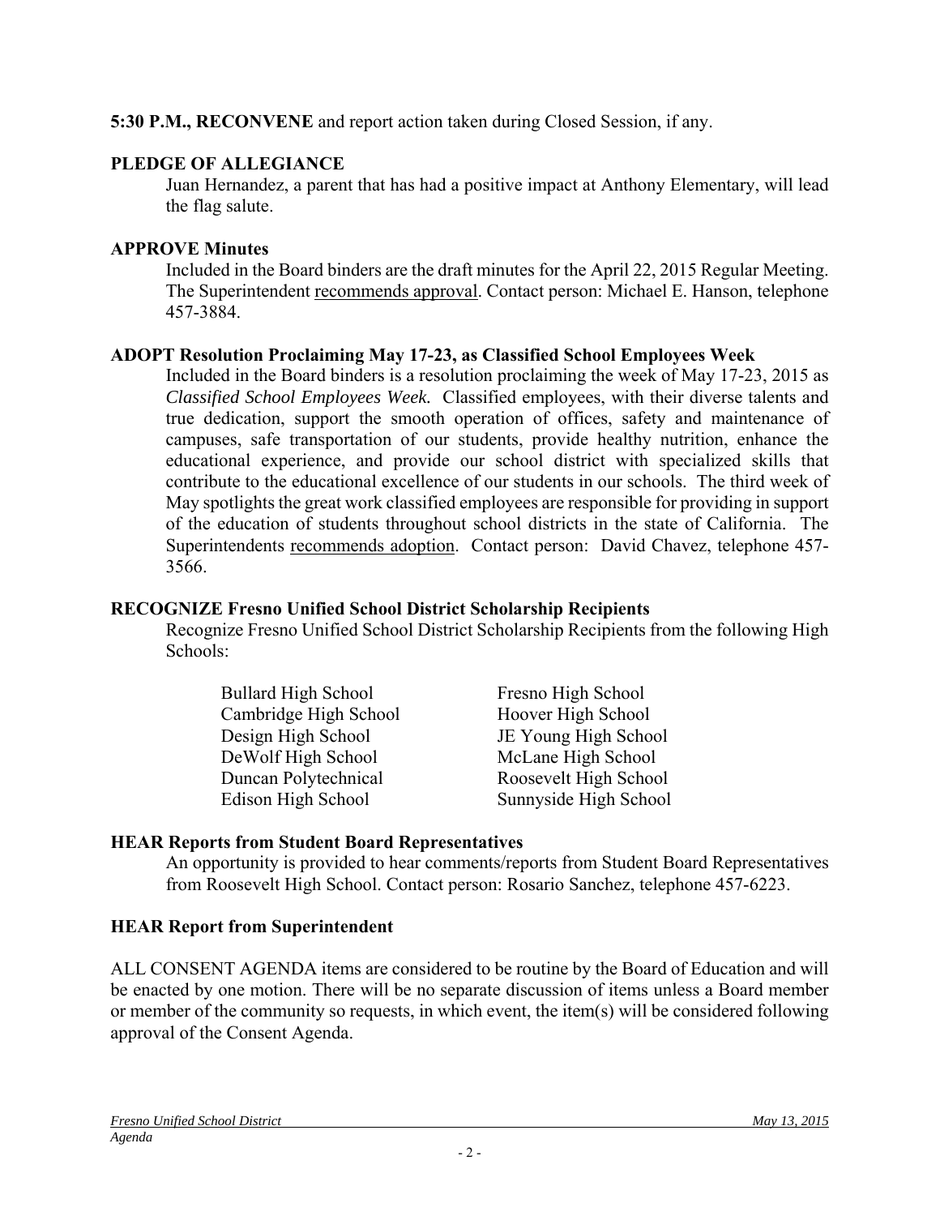**5:30 P.M., RECONVENE** and report action taken during Closed Session, if any.

**PLEDGE OF ALLEGIANCE**

Juan Hernandez, a parent that has had a positive impact at Anthony Elementary, will lead the flag salute.

**APPROVE Minutes**

Included in the Board binders are the draft minutes for the April 22, 2015 Regular Meeting. The Superintendent recommends approval. Contact person: Michael E. Hanson, telephone 457-3884.

**ADOPT Resolution Proclaiming May 17-23, as Classified School Employees Week**

Included in the Board binders is a resolution proclaiming the week of May 17-23, 2015 as *Classified School Employees Week.* Classified employees, with their diverse talents and true dedication, support the smooth operation of offices, safety and maintenance of campuses, safe transportation of our students, provide healthy nutrition, enhance the educational experience, and provide our school district with specialized skills that contribute to the educational excellence of our students in our schools. The third week of May spotlights the great work classified employees are responsible for providing in support of the education of students throughout school districts in the state of California. The Superintendents recommends adoption. Contact person: David Chavez, telephone 457-3566.

**RECOGNIZE Fresno Unified School District Scholarship Recipients**

Recognize Fresno Unified School District Scholarship Recipients from the following High Schools:

- Bullard High School
- Cambridge High School
- Design High School
- DeWolf High School
- Duncan Polytechnical
- Edison High School
- Fresno High School
- Hoover High School
- JE Young High School
- McLane High School
- Roosevelt High School
- Sunnyside High School

**HEAR Reports from Student Board Representatives**

An opportunity is provided to hear comments/reports from Student Board Representatives from Roosevelt High School. Contact person: Rosario Sanchez, telephone 457-6223.

**HEAR Report from Superintendent**

ALL CONSENT AGENDA items are considered to be routine by the Board of Education and will be enacted by one motion. There will be no separate discussion of items unless a Board member or member of the community so requests, in which event, the item(s) will be considered following approval of the Consent Agenda.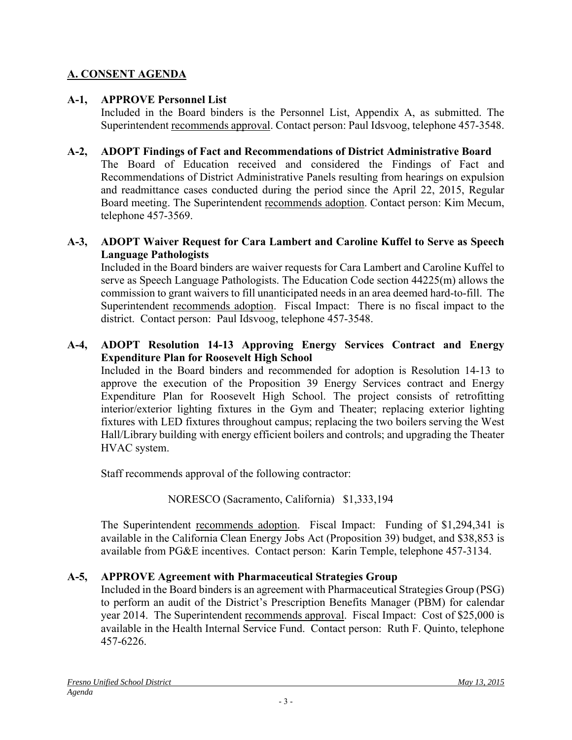## A. CONSENT AGENDA

**A-1, APPROVE Personnel List**

Included in the Board binders is the Personnel List, Appendix A, as submitted. The Superintendent recommends approval. Contact person: Paul Idsvoog, telephone 457-3548.

**A-2, ADOPT Findings of Fact and Recommendations of District Administrative Board**

The Board of Education received and considered the Findings of Fact and Recommendations of District Administrative Panels resulting from hearings on expulsion and readmittance cases conducted during the period since the April 22, 2015, Regular Board meeting. The Superintendent recommends adoption. Contact person: Kim Mecum, telephone 457-3569.

**A-3, ADOPT Waiver Request for Cara Lambert and Caroline Kuffel to Serve as Speech Language Pathologists**

Included in the Board binders are waiver requests for Cara Lambert and Caroline Kuffel to serve as Speech Language Pathologists. The Education Code section 44225(m) allows the commission to grant waivers to fill unanticipated needs in an area deemed hard-to-fill. The Superintendent recommends adoption. Fiscal Impact: There is no fiscal impact to the district. Contact person: Paul Idsvoog, telephone 457-3548.

**A-4, ADOPT Resolution 14-13 Approving Energy Services Contract and Energy Expenditure Plan for Roosevelt High School**

Included in the Board binders and recommended for adoption is Resolution 14-13 to approve the execution of the Proposition 39 Energy Services contract and Energy Expenditure Plan for Roosevelt High School. The project consists of retrofitting interior/exterior lighting fixtures in the Gym and Theater; replacing exterior lighting fixtures with LED fixtures throughout campus; replacing the two boilers serving the West Hall/Library building with energy efficient boilers and controls; and upgrading the Theater HVAC system.

Staff recommends approval of the following contractor:

NORESCO (Sacramento, California) $1,333,194

The Superintendent recommends adoption. Fiscal Impact: Funding of $1,294,341 is available in the California Clean Energy Jobs Act (Proposition 39) budget, and $38,853 is available from PG&E incentives. Contact person: Karin Temple, telephone 457-3134.

**A-5, APPROVE Agreement with Pharmaceutical Strategies Group**

Included in the Board binders is an agreement with Pharmaceutical Strategies Group (PSG) to perform an audit of the District's Prescription Benefits Manager (PBM) for calendar year 2014. The Superintendent recommends approval. Fiscal Impact: Cost of $25,000 is available in the Health Internal Service Fund. Contact person: Ruth F. Quinto, telephone 457-6226.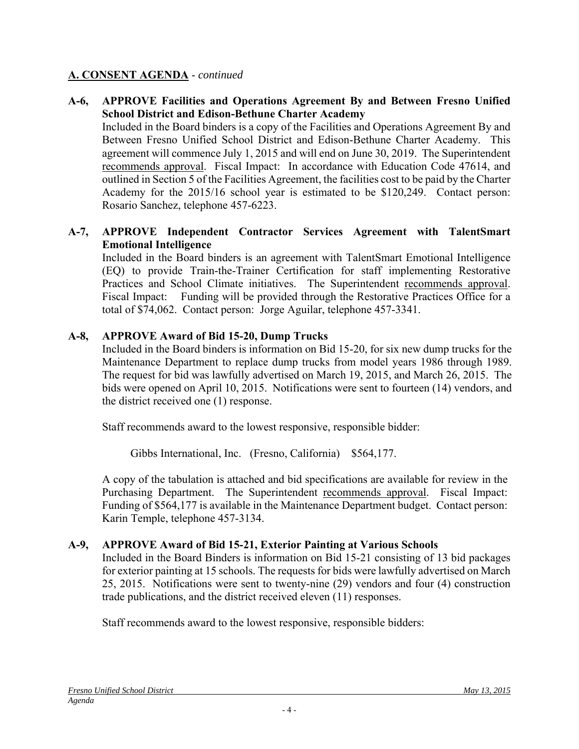## A. CONSENT AGENDA - *continued*

**A-6, APPROVE Facilities and Operations Agreement By and Between Fresno Unified School District and Edison-Bethune Charter Academy**

Included in the Board binders is a copy of the Facilities and Operations Agreement By and Between Fresno Unified School District and Edison-Bethune Charter Academy. This agreement will commence July 1, 2015 and will end on June 30, 2019. The Superintendent recommends approval. Fiscal Impact: In accordance with Education Code 47614, and outlined in Section 5 of the Facilities Agreement, the facilities cost to be paid by the Charter Academy for the 2015/16 school year is estimated to be $120,249. Contact person: Rosario Sanchez, telephone 457-6223.

**A-7, APPROVE Independent Contractor Services Agreement with TalentSmart Emotional Intelligence**

Included in the Board binders is an agreement with TalentSmart Emotional Intelligence (EQ) to provide Train-the-Trainer Certification for staff implementing Restorative Practices and School Climate initiatives. The Superintendent recommends approval. Fiscal Impact: Funding will be provided through the Restorative Practices Office for a total of $74,062. Contact person: Jorge Aguilar, telephone 457-3341.

**A-8, APPROVE Award of Bid 15-20, Dump Trucks**

Included in the Board binders is information on Bid 15-20, for six new dump trucks for the Maintenance Department to replace dump trucks from model years 1986 through 1989. The request for bid was lawfully advertised on March 19, 2015, and March 26, 2015. The bids were opened on April 10, 2015. Notifications were sent to fourteen (14) vendors, and the district received one (1) response.

Staff recommends award to the lowest responsive, responsible bidder:

Gibbs International, Inc. (Fresno, California) $564,177.

A copy of the tabulation is attached and bid specifications are available for review in the Purchasing Department. The Superintendent recommends approval. Fiscal Impact: Funding of $564,177 is available in the Maintenance Department budget. Contact person: Karin Temple, telephone 457-3134.

**A-9, APPROVE Award of Bid 15-21, Exterior Painting at Various Schools**

Included in the Board Binders is information on Bid 15-21 consisting of 13 bid packages for exterior painting at 15 schools. The requests for bids were lawfully advertised on March 25, 2015. Notifications were sent to twenty-nine (29) vendors and four (4) construction trade publications, and the district received eleven (11) responses.

Staff recommends award to the lowest responsive, responsible bidders: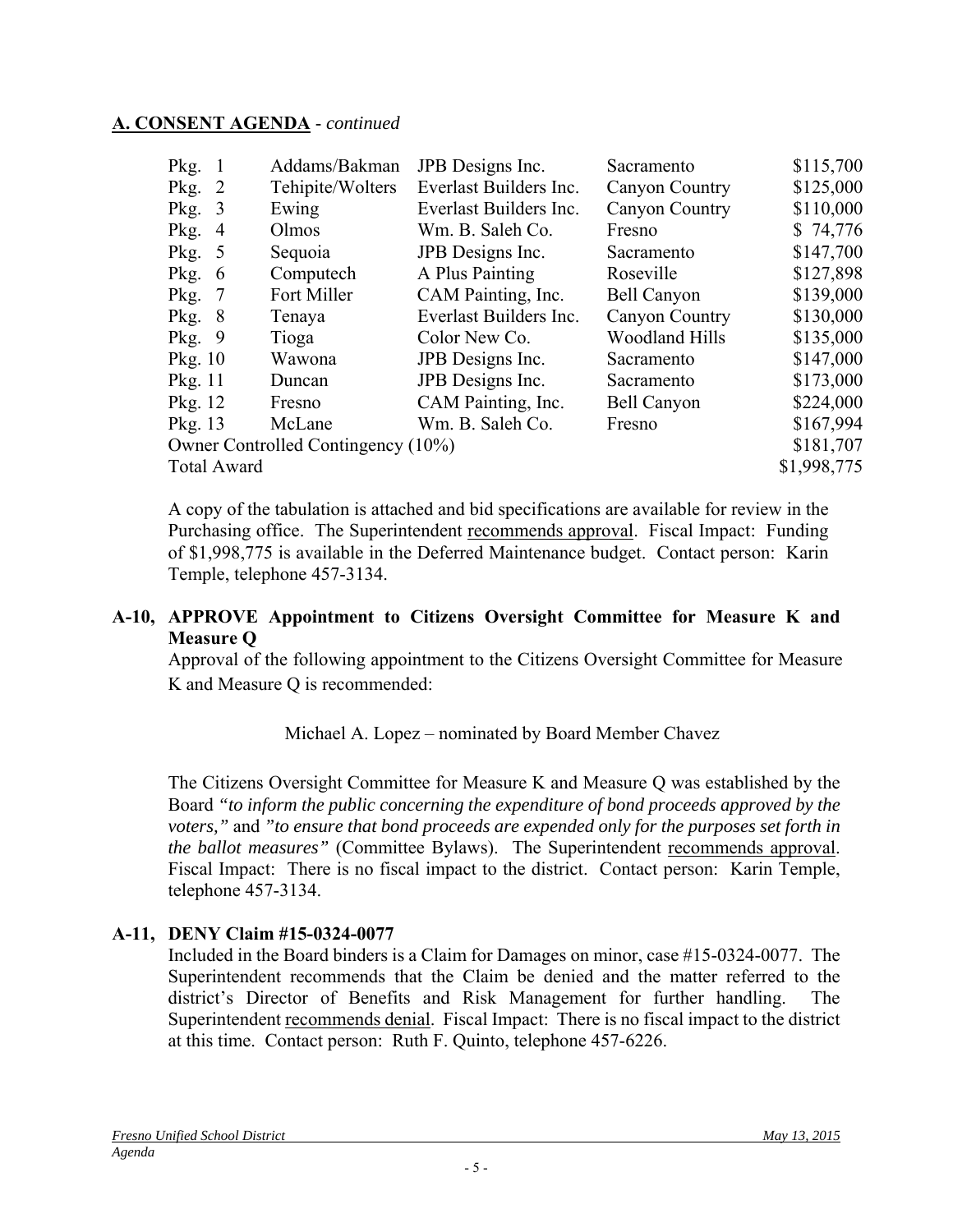## A. CONSENT AGENDA - *continued*

| | | | | |
|---|---|---|---|---|
| Pkg. 1 | Addams/Bakman | JPB Designs Inc. | Sacramento | \$115,700 |
| Pkg. 2 | Tehipite/Wolters | Everlast Builders Inc. | Canyon Country | \$125,000 |
| Pkg. 3 | Ewing | Everlast Builders Inc. | Canyon Country | \$110,000 |
| Pkg. 4 | Olmos | Wm. B. Saleh Co. | Fresno | \$ 74,776 |
| Pkg. 5 | Sequoia | JPB Designs Inc. | Sacramento | \$147,700 |
| Pkg. 6 | Computech | A Plus Painting | Roseville | \$127,898 |
| Pkg. 7 | Fort Miller | CAM Painting, Inc. | Bell Canyon | \$139,000 |
| Pkg. 8 | Tenaya | Everlast Builders Inc. | Canyon Country | \$130,000 |
| Pkg. 9 | Tioga | Color New Co. | Woodland Hills | \$135,000 |
| Pkg. 10 | Wawona | JPB Designs Inc. | Sacramento | \$147,000 |
| Pkg. 11 | Duncan | JPB Designs Inc. | Sacramento | \$173,000 |
| Pkg. 12 | Fresno | CAM Painting, Inc. | Bell Canyon | \$224,000 |
| Pkg. 13 | McLane | Wm. B. Saleh Co. | Fresno | \$167,994 |
| Owner Controlled Contingency (10%) | | | | \$181,707 |
| Total Award | | | | \$1,998,775 |

A copy of the tabulation is attached and bid specifications are available for review in the Purchasing office. The Superintendent recommends approval. Fiscal Impact: Funding of \$1,998,775 is available in the Deferred Maintenance budget. Contact person: Karin Temple, telephone 457-3134.

**A-10, APPROVE Appointment to Citizens Oversight Committee for Measure K and Measure Q**

Approval of the following appointment to the Citizens Oversight Committee for Measure K and Measure Q is recommended:

Michael A. Lopez – nominated by Board Member Chavez

The Citizens Oversight Committee for Measure K and Measure Q was established by the Board *"to inform the public concerning the expenditure of bond proceeds approved by the voters,"* and *"to ensure that bond proceeds are expended only for the purposes set forth in the ballot measures"* (Committee Bylaws). The Superintendent recommends approval. Fiscal Impact: There is no fiscal impact to the district. Contact person: Karin Temple, telephone 457-3134.

**A-11, DENY Claim #15-0324-0077**

Included in the Board binders is a Claim for Damages on minor, case #15-0324-0077. The Superintendent recommends that the Claim be denied and the matter referred to the district's Director of Benefits and Risk Management for further handling. The Superintendent recommends denial. Fiscal Impact: There is no fiscal impact to the district at this time. Contact person: Ruth F. Quinto, telephone 457-6226.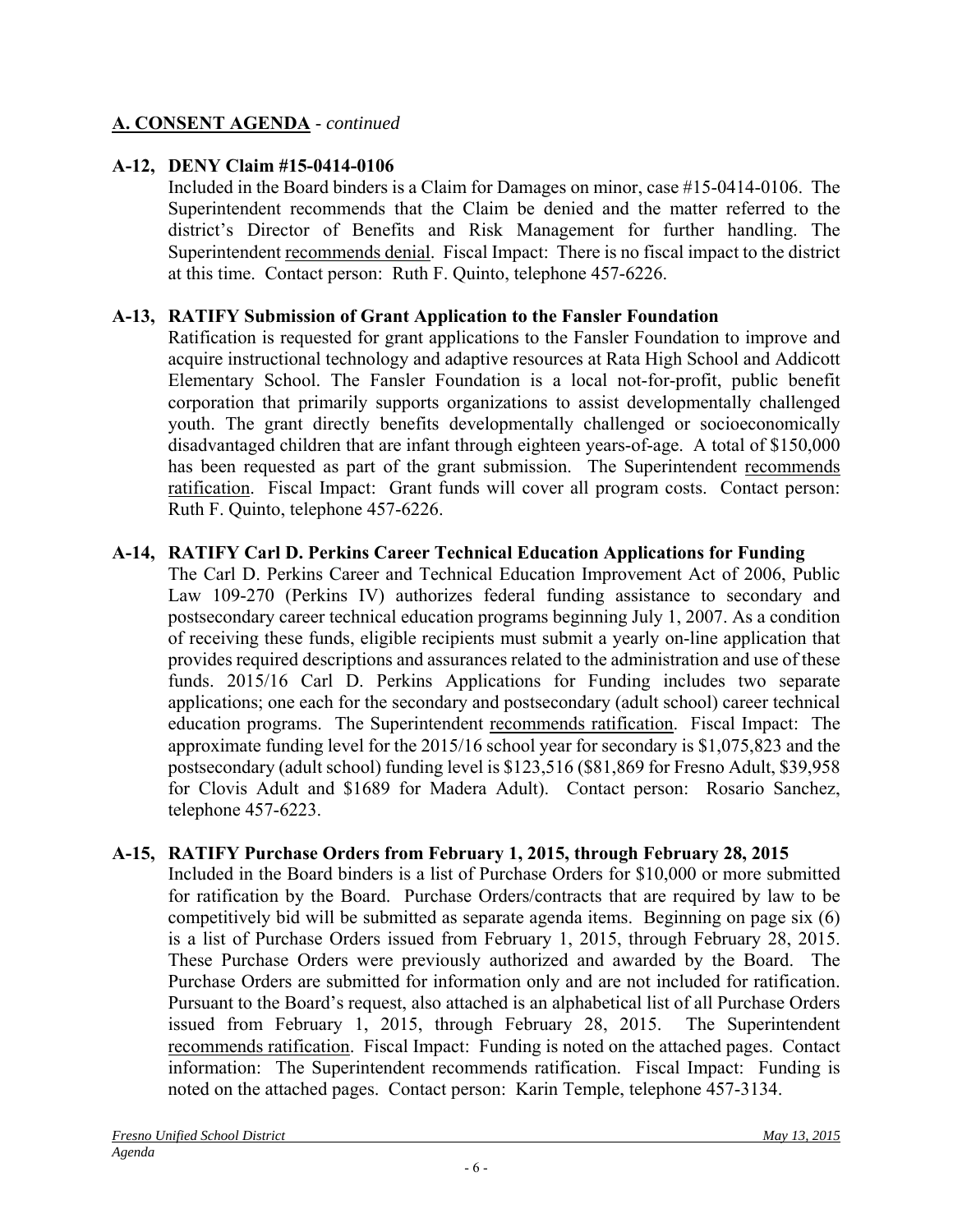## A. CONSENT AGENDA - *continued*

**A-12, DENY Claim #15-0414-0106**

Included in the Board binders is a Claim for Damages on minor, case #15-0414-0106. The Superintendent recommends that the Claim be denied and the matter referred to the district's Director of Benefits and Risk Management for further handling. The Superintendent recommends denial. Fiscal Impact: There is no fiscal impact to the district at this time. Contact person: Ruth F. Quinto, telephone 457-6226.

**A-13, RATIFY Submission of Grant Application to the Fansler Foundation**

Ratification is requested for grant applications to the Fansler Foundation to improve and acquire instructional technology and adaptive resources at Rata High School and Addicott Elementary School. The Fansler Foundation is a local not-for-profit, public benefit corporation that primarily supports organizations to assist developmentally challenged youth. The grant directly benefits developmentally challenged or socioeconomically disadvantaged children that are infant through eighteen years-of-age. A total of $150,000 has been requested as part of the grant submission. The Superintendent recommends ratification. Fiscal Impact: Grant funds will cover all program costs. Contact person: Ruth F. Quinto, telephone 457-6226.

**A-14, RATIFY Carl D. Perkins Career Technical Education Applications for Funding**

The Carl D. Perkins Career and Technical Education Improvement Act of 2006, Public Law 109-270 (Perkins IV) authorizes federal funding assistance to secondary and postsecondary career technical education programs beginning July 1, 2007. As a condition of receiving these funds, eligible recipients must submit a yearly on-line application that provides required descriptions and assurances related to the administration and use of these funds. 2015/16 Carl D. Perkins Applications for Funding includes two separate applications; one each for the secondary and postsecondary (adult school) career technical education programs. The Superintendent recommends ratification. Fiscal Impact: The approximate funding level for the 2015/16 school year for secondary is $1,075,823 and the postsecondary (adult school) funding level is $123,516 ($81,869 for Fresno Adult, $39,958 for Clovis Adult and $1689 for Madera Adult). Contact person: Rosario Sanchez, telephone 457-6223.

**A-15, RATIFY Purchase Orders from February 1, 2015, through February 28, 2015**

Included in the Board binders is a list of Purchase Orders for $10,000 or more submitted for ratification by the Board. Purchase Orders/contracts that are required by law to be competitively bid will be submitted as separate agenda items. Beginning on page six (6) is a list of Purchase Orders issued from February 1, 2015, through February 28, 2015. These Purchase Orders were previously authorized and awarded by the Board. The Purchase Orders are submitted for information only and are not included for ratification. Pursuant to the Board's request, also attached is an alphabetical list of all Purchase Orders issued from February 1, 2015, through February 28, 2015. The Superintendent recommends ratification. Fiscal Impact: Funding is noted on the attached pages. Contact information: The Superintendent recommends ratification. Fiscal Impact: Funding is noted on the attached pages. Contact person: Karin Temple, telephone 457-3134.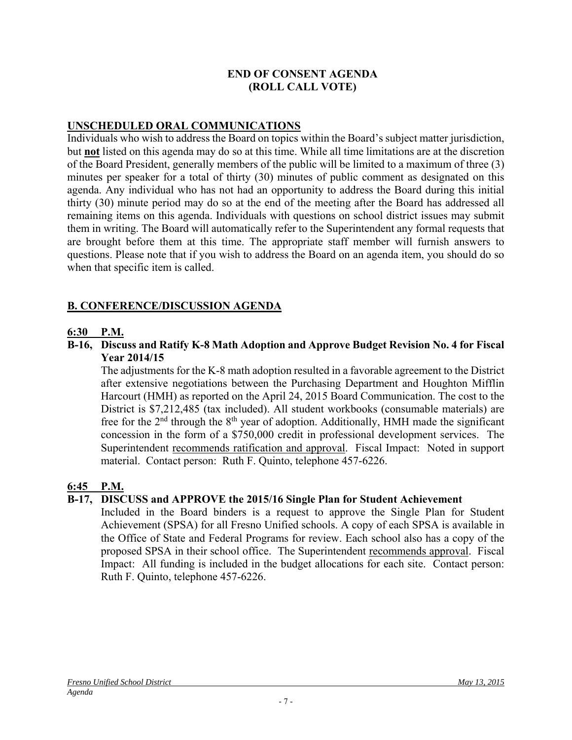**END OF CONSENT AGENDA**
**(ROLL CALL VOTE)**

## UNSCHEDULED ORAL COMMUNICATIONS

Individuals who wish to address the Board on topics within the Board's subject matter jurisdiction, but **not** listed on this agenda may do so at this time. While all time limitations are at the discretion of the Board President, generally members of the public will be limited to a maximum of three (3) minutes per speaker for a total of thirty (30) minutes of public comment as designated on this agenda. Any individual who has not had an opportunity to address the Board during this initial thirty (30) minute period may do so at the end of the meeting after the Board has addressed all remaining items on this agenda. Individuals with questions on school district issues may submit them in writing. The Board will automatically refer to the Superintendent any formal requests that are brought before them at this time. The appropriate staff member will furnish answers to questions. Please note that if you wish to address the Board on an agenda item, you should do so when that specific item is called.

## B. CONFERENCE/DISCUSSION AGENDA

**6:30 P.M.**

**B-16, Discuss and Ratify K-8 Math Adoption and Approve Budget Revision No. 4 for Fiscal Year 2014/15**

The adjustments for the K-8 math adoption resulted in a favorable agreement to the District after extensive negotiations between the Purchasing Department and Houghton Mifflin Harcourt (HMH) as reported on the April 24, 2015 Board Communication. The cost to the District is $7,212,485 (tax included). All student workbooks (consumable materials) are free for the 2nd through the 8th year of adoption. Additionally, HMH made the significant concession in the form of a $750,000 credit in professional development services. The Superintendent recommends ratification and approval. Fiscal Impact: Noted in support material. Contact person: Ruth F. Quinto, telephone 457-6226.

**6:45 P.M.**

**B-17, DISCUSS and APPROVE the 2015/16 Single Plan for Student Achievement**

Included in the Board binders is a request to approve the Single Plan for Student Achievement (SPSA) for all Fresno Unified schools. A copy of each SPSA is available in the Office of State and Federal Programs for review. Each school also has a copy of the proposed SPSA in their school office. The Superintendent recommends approval. Fiscal Impact: All funding is included in the budget allocations for each site. Contact person: Ruth F. Quinto, telephone 457-6226.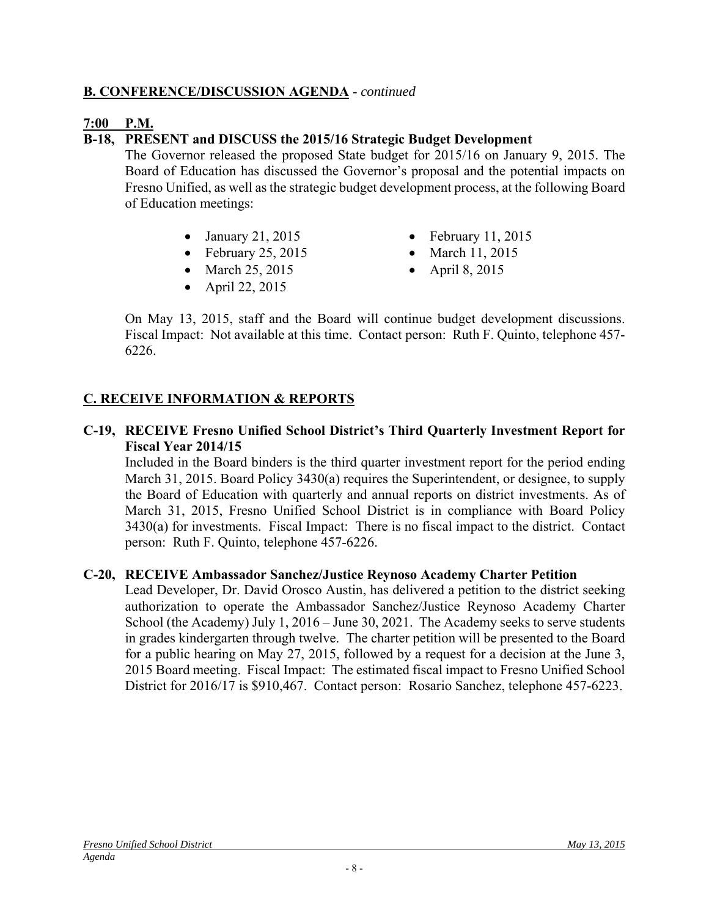## B. CONFERENCE/DISCUSSION AGENDA - *continued*

**7:00 P.M.**

**B-18, PRESENT and DISCUSS the 2015/16 Strategic Budget Development**

The Governor released the proposed State budget for 2015/16 on January 9, 2015. The Board of Education has discussed the Governor's proposal and the potential impacts on Fresno Unified, as well as the strategic budget development process, at the following Board of Education meetings:

- January 21, 2015
- February 11, 2015
- February 25, 2015
- March 11, 2015
- March 25, 2015
- April 8, 2015
- April 22, 2015

On May 13, 2015, staff and the Board will continue budget development discussions. Fiscal Impact: Not available at this time. Contact person: Ruth F. Quinto, telephone 457-6226.

## C. RECEIVE INFORMATION & REPORTS

**C-19, RECEIVE Fresno Unified School District's Third Quarterly Investment Report for Fiscal Year 2014/15**

Included in the Board binders is the third quarter investment report for the period ending March 31, 2015. Board Policy 3430(a) requires the Superintendent, or designee, to supply the Board of Education with quarterly and annual reports on district investments. As of March 31, 2015, Fresno Unified School District is in compliance with Board Policy 3430(a) for investments. Fiscal Impact: There is no fiscal impact to the district. Contact person: Ruth F. Quinto, telephone 457-6226.

**C-20, RECEIVE Ambassador Sanchez/Justice Reynoso Academy Charter Petition**

Lead Developer, Dr. David Orosco Austin, has delivered a petition to the district seeking authorization to operate the Ambassador Sanchez/Justice Reynoso Academy Charter School (the Academy) July 1, 2016 – June 30, 2021. The Academy seeks to serve students in grades kindergarten through twelve. The charter petition will be presented to the Board for a public hearing on May 27, 2015, followed by a request for a decision at the June 3, 2015 Board meeting. Fiscal Impact: The estimated fiscal impact to Fresno Unified School District for 2016/17 is $910,467. Contact person: Rosario Sanchez, telephone 457-6223.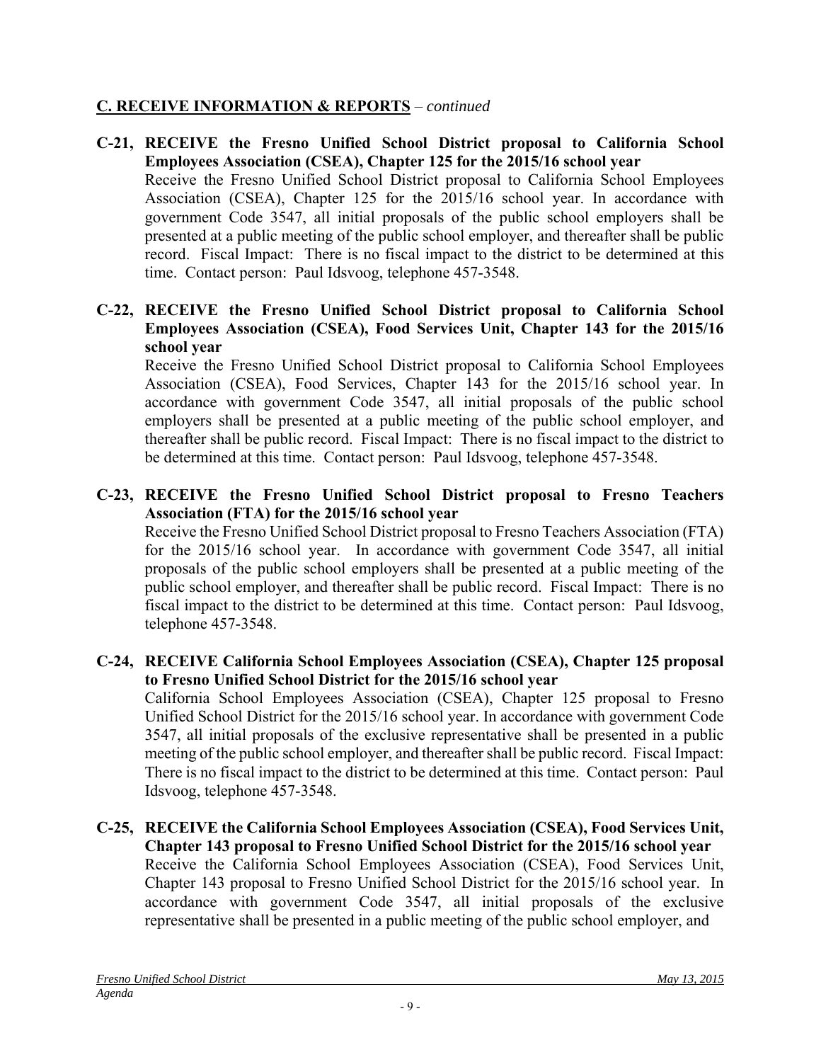## **C. RECEIVE INFORMATION & REPORTS** – *continued*

**C-21, RECEIVE the Fresno Unified School District proposal to California School Employees Association (CSEA), Chapter 125 for the 2015/16 school year**
Receive the Fresno Unified School District proposal to California School Employees Association (CSEA), Chapter 125 for the 2015/16 school year. In accordance with government Code 3547, all initial proposals of the public school employers shall be presented at a public meeting of the public school employer, and thereafter shall be public record. Fiscal Impact: There is no fiscal impact to the district to be determined at this time. Contact person: Paul Idsvoog, telephone 457-3548.

**C-22, RECEIVE the Fresno Unified School District proposal to California School Employees Association (CSEA), Food Services Unit, Chapter 143 for the 2015/16 school year**
Receive the Fresno Unified School District proposal to California School Employees Association (CSEA), Food Services, Chapter 143 for the 2015/16 school year. In accordance with government Code 3547, all initial proposals of the public school employers shall be presented at a public meeting of the public school employer, and thereafter shall be public record. Fiscal Impact: There is no fiscal impact to the district to be determined at this time. Contact person: Paul Idsvoog, telephone 457-3548.

**C-23, RECEIVE the Fresno Unified School District proposal to Fresno Teachers Association (FTA) for the 2015/16 school year**
Receive the Fresno Unified School District proposal to Fresno Teachers Association (FTA) for the 2015/16 school year. In accordance with government Code 3547, all initial proposals of the public school employers shall be presented at a public meeting of the public school employer, and thereafter shall be public record. Fiscal Impact: There is no fiscal impact to the district to be determined at this time. Contact person: Paul Idsvoog, telephone 457-3548.

**C-24, RECEIVE California School Employees Association (CSEA), Chapter 125 proposal to Fresno Unified School District for the 2015/16 school year**
California School Employees Association (CSEA), Chapter 125 proposal to Fresno Unified School District for the 2015/16 school year. In accordance with government Code 3547, all initial proposals of the exclusive representative shall be presented in a public meeting of the public school employer, and thereafter shall be public record. Fiscal Impact: There is no fiscal impact to the district to be determined at this time. Contact person: Paul Idsvoog, telephone 457-3548.

**C-25, RECEIVE the California School Employees Association (CSEA), Food Services Unit, Chapter 143 proposal to Fresno Unified School District for the 2015/16 school year**
Receive the California School Employees Association (CSEA), Food Services Unit, Chapter 143 proposal to Fresno Unified School District for the 2015/16 school year. In accordance with government Code 3547, all initial proposals of the exclusive representative shall be presented in a public meeting of the public school employer, and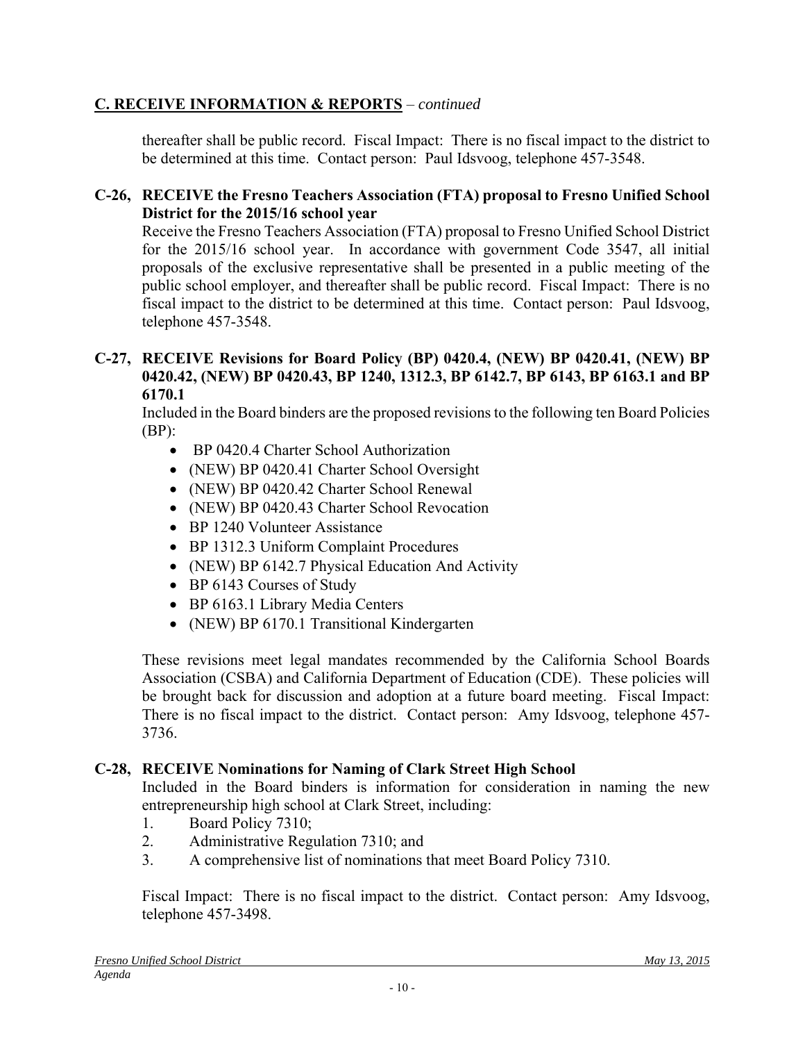## C. RECEIVE INFORMATION & REPORTS – *continued*

thereafter shall be public record. Fiscal Impact: There is no fiscal impact to the district to be determined at this time. Contact person: Paul Idsvoog, telephone 457-3548.

**C-26, RECEIVE the Fresno Teachers Association (FTA) proposal to Fresno Unified School District for the 2015/16 school year**

Receive the Fresno Teachers Association (FTA) proposal to Fresno Unified School District for the 2015/16 school year. In accordance with government Code 3547, all initial proposals of the exclusive representative shall be presented in a public meeting of the public school employer, and thereafter shall be public record. Fiscal Impact: There is no fiscal impact to the district to be determined at this time. Contact person: Paul Idsvoog, telephone 457-3548.

**C-27, RECEIVE Revisions for Board Policy (BP) 0420.4, (NEW) BP 0420.41, (NEW) BP 0420.42, (NEW) BP 0420.43, BP 1240, 1312.3, BP 6142.7, BP 6143, BP 6163.1 and BP 6170.1**

Included in the Board binders are the proposed revisions to the following ten Board Policies (BP):

- BP 0420.4 Charter School Authorization
- (NEW) BP 0420.41 Charter School Oversight
- (NEW) BP 0420.42 Charter School Renewal
- (NEW) BP 0420.43 Charter School Revocation
- BP 1240 Volunteer Assistance
- BP 1312.3 Uniform Complaint Procedures
- (NEW) BP 6142.7 Physical Education And Activity
- BP 6143 Courses of Study
- BP 6163.1 Library Media Centers
- (NEW) BP 6170.1 Transitional Kindergarten

These revisions meet legal mandates recommended by the California School Boards Association (CSBA) and California Department of Education (CDE). These policies will be brought back for discussion and adoption at a future board meeting. Fiscal Impact: There is no fiscal impact to the district. Contact person: Amy Idsvoog, telephone 457-3736.

**C-28, RECEIVE Nominations for Naming of Clark Street High School**

Included in the Board binders is information for consideration in naming the new entrepreneurship high school at Clark Street, including:

1. Board Policy 7310;
2. Administrative Regulation 7310; and
3. A comprehensive list of nominations that meet Board Policy 7310.

Fiscal Impact: There is no fiscal impact to the district. Contact person: Amy Idsvoog, telephone 457-3498.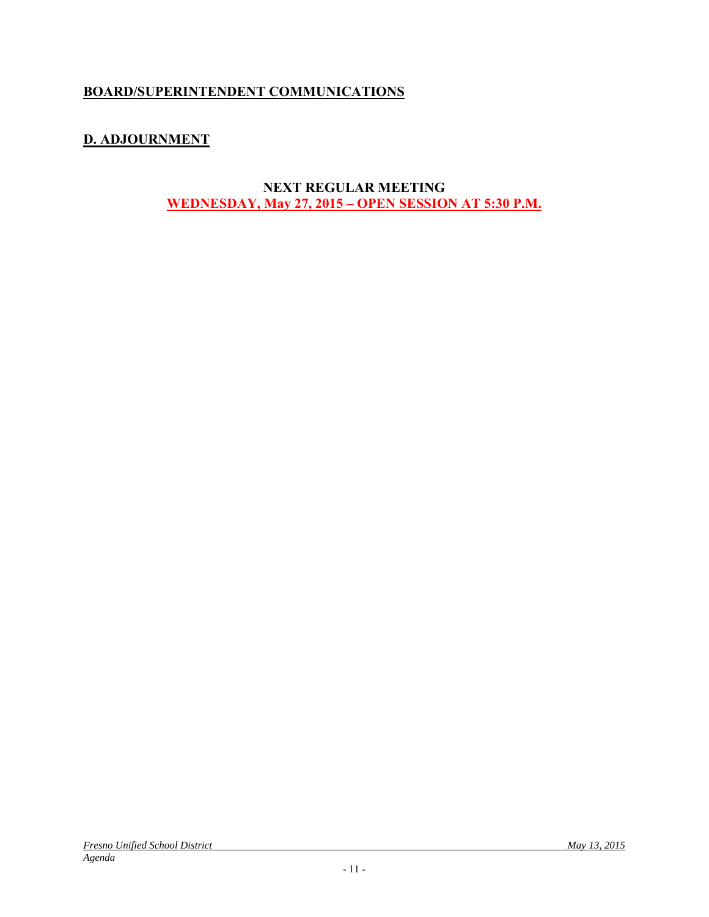## BOARD/SUPERINTENDENT COMMUNICATIONS

## D. ADJOURNMENT

**NEXT REGULAR MEETING**

**WEDNESDAY, May 27, 2015 – OPEN SESSION AT 5:30 P.M.**